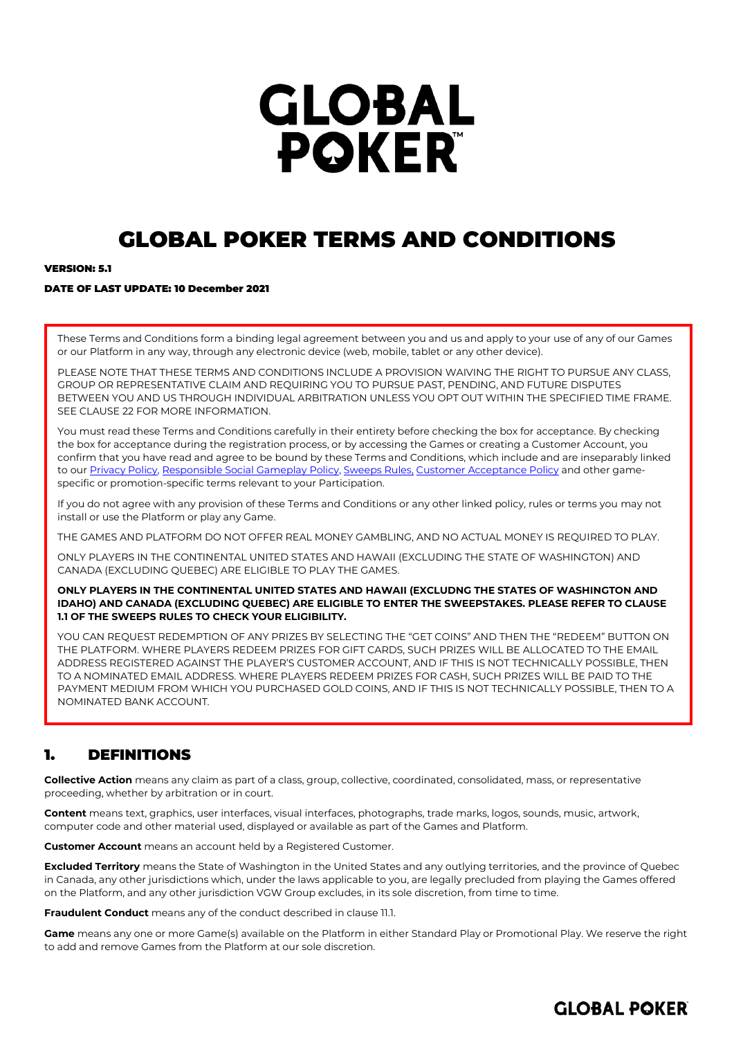# GLOBAL POKER

# GLOBAL POKER TERMS AND CONDITIONS

**VERSION: 5.1**

**DATE OF LAST UPDATE: 10 December 2021**

These Terms and Conditions form a binding legal agreement between you and us and apply to your use of any of our Games or our Platform in any way, through any electronic device (web, mobile, tablet or any other device).

PLEASE NOTE THAT THESE TERMS AND CONDITIONS INCLUDE A PROVISION WAIVING THE RIGHT TO PURSUE ANY CLASS, GROUP OR REPRESENTATIVE CLAIM AND REQUIRING YOU TO PURSUE PAST, PENDING, AND FUTURE DISPUTES BETWEEN YOU AND US THROUGH INDIVIDUAL ARBITRATION UNLESS YOU OPT OUT WITHIN THE SPECIFIED TIME FRAME. SEE CLAUSE 22 FOR MORE INFORMATION.

You must read these Terms and Conditions carefully in their entirety before checking the box for acceptance. By checking the box for acceptance during the registration process, or by accessing the Games or creating a Customer Account, you confirm that you have read and agree to be bound by these Terms and Conditions, which include and are inseparably linked to our Privacy Policy, Responsible Social Gameplay Policy, Sweeps Rules, Customer Acceptance Policy and other game-specific or promotion-specific terms relevant to your Participation.

If you do not agree with any provision of these Terms and Conditions or any other linked policy, rules or terms you may not install or use the Platform or play any Game.

THE GAMES AND PLATFORM DO NOT OFFER REAL MONEY GAMBLING, AND NO ACTUAL MONEY IS REQUIRED TO PLAY.

ONLY PLAYERS IN THE CONTINENTAL UNITED STATES AND HAWAII (EXCLUDING THE STATE OF WASHINGTON) AND CANADA (EXCLUDING QUEBEC) ARE ELIGIBLE TO PLAY THE GAMES.

**ONLY PLAYERS IN THE CONTINENTAL UNITED STATES AND HAWAII (EXCLUDNG THE STATES OF WASHINGTON AND IDAHO) AND CANADA (EXCLUDING QUEBEC) ARE ELIGIBLE TO ENTER THE SWEEPSTAKES. PLEASE REFER TO CLAUSE 1.1 OF THE SWEEPS RULES TO CHECK YOUR ELIGIBILITY.**

YOU CAN REQUEST REDEMPTION OF ANY PRIZES BY SELECTING THE "GET COINS" AND THEN THE "REDEEM" BUTTON ON THE PLATFORM. WHERE PLAYERS REDEEM PRIZES FOR GIFT CARDS, SUCH PRIZES WILL BE ALLOCATED TO THE EMAIL ADDRESS REGISTERED AGAINST THE PLAYER'S CUSTOMER ACCOUNT, AND IF THIS IS NOT TECHNICALLY POSSIBLE, THEN TO A NOMINATED EMAIL ADDRESS. WHERE PLAYERS REDEEM PRIZES FOR CASH, SUCH PRIZES WILL BE PAID TO THE PAYMENT MEDIUM FROM WHICH YOU PURCHASED GOLD COINS, AND IF THIS IS NOT TECHNICALLY POSSIBLE, THEN TO A NOMINATED BANK ACCOUNT.

## 1. DEFINITIONS

**Collective Action** means any claim as part of a class, group, collective, coordinated, consolidated, mass, or representative proceeding, whether by arbitration or in court.

**Content** means text, graphics, user interfaces, visual interfaces, photographs, trade marks, logos, sounds, music, artwork, computer code and other material used, displayed or available as part of the Games and Platform.

**Customer Account** means an account held by a Registered Customer.

**Excluded Territory** means the State of Washington in the United States and any outlying territories, and the province of Quebec in Canada, any other jurisdictions which, under the laws applicable to you, are legally precluded from playing the Games offered on the Platform, and any other jurisdiction VGW Group excludes, in its sole discretion, from time to time.

**Fraudulent Conduct** means any of the conduct described in clause 11.1.

**Game** means any one or more Game(s) available on the Platform in either Standard Play or Promotional Play. We reserve the right to add and remove Games from the Platform at our sole discretion.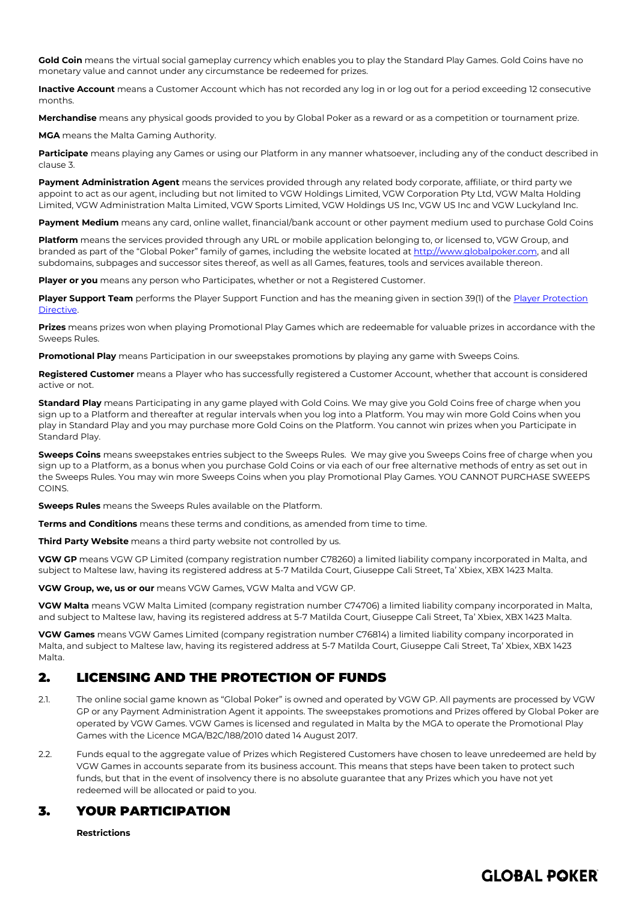**Gold Coin** means the virtual social gameplay currency which enables you to play the Standard Play Games. Gold Coins have no monetary value and cannot under any circumstance be redeemed for prizes.

**Inactive Account** means a Customer Account which has not recorded any log in or log out for a period exceeding 12 consecutive months.

**Merchandise** means any physical goods provided to you by Global Poker as a reward or as a competition or tournament prize.

**MGA** means the Malta Gaming Authority.

**Participate** means playing any Games or using our Platform in any manner whatsoever, including any of the conduct described in clause 3.

**Payment Administration Agent** means the services provided through any related body corporate, affiliate, or third party we appoint to act as our agent, including but not limited to VGW Holdings Limited, VGW Corporation Pty Ltd, VGW Malta Holding Limited, VGW Administration Malta Limited, VGW Sports Limited, VGW Holdings US Inc, VGW US Inc and VGW Luckyland Inc.

**Payment Medium** means any card, online wallet, financial/bank account or other payment medium used to purchase Gold Coins

**Platform** means the services provided through any URL or mobile application belonging to, or licensed to, VGW Group, and branded as part of the "Global Poker" family of games, including the website located at [http://www.globalpoker.com](http://www.globalpoker.com), and all subdomains, subpages and successor sites thereof, as well as all Games, features, tools and services available thereon.

**Player or you** means any person who Participates, whether or not a Registered Customer.

**Player Support Team** performs the Player Support Function and has the meaning given in section 39(1) of the Player Protection Directive.

**Prizes** means prizes won when playing Promotional Play Games which are redeemable for valuable prizes in accordance with the Sweeps Rules.

**Promotional Play** means Participation in our sweepstakes promotions by playing any game with Sweeps Coins.

**Registered Customer** means a Player who has successfully registered a Customer Account, whether that account is considered active or not.

**Standard Play** means Participating in any game played with Gold Coins. We may give you Gold Coins free of charge when you sign up to a Platform and thereafter at regular intervals when you log into a Platform. You may win more Gold Coins when you play in Standard Play and you may purchase more Gold Coins on the Platform. You cannot win prizes when you Participate in Standard Play.

**Sweeps Coins** means sweepstakes entries subject to the Sweeps Rules. We may give you Sweeps Coins free of charge when you sign up to a Platform, as a bonus when you purchase Gold Coins or via each of our free alternative methods of entry as set out in the Sweeps Rules. You may win more Sweeps Coins when you play Promotional Play Games. YOU CANNOT PURCHASE SWEEPS COINS.

**Sweeps Rules** means the Sweeps Rules available on the Platform.

**Terms and Conditions** means these terms and conditions, as amended from time to time.

**Third Party Website** means a third party website not controlled by us.

**VGW GP** means VGW GP Limited (company registration number C78260) a limited liability company incorporated in Malta, and subject to Maltese law, having its registered address at 5-7 Matilda Court, Giuseppe Cali Street, Ta' Xbiex, XBX 1423 Malta.

**VGW Group, we, us or our** means VGW Games, VGW Malta and VGW GP.

**VGW Malta** means VGW Malta Limited (company registration number C74706) a limited liability company incorporated in Malta, and subject to Maltese law, having its registered address at 5-7 Matilda Court, Giuseppe Cali Street, Ta' Xbiex, XBX 1423 Malta.

**VGW Games** means VGW Games Limited (company registration number C76814) a limited liability company incorporated in Malta, and subject to Maltese law, having its registered address at 5-7 Matilda Court, Giuseppe Cali Street, Ta' Xbiex, XBX 1423 Malta.

## 2. LICENSING AND THE PROTECTION OF FUNDS

2.1. The online social game known as "Global Poker" is owned and operated by VGW GP. All payments are processed by VGW GP or any Payment Administration Agent it appoints. The sweepstakes promotions and Prizes offered by Global Poker are operated by VGW Games. VGW Games is licensed and regulated in Malta by the MGA to operate the Promotional Play Games with the Licence MGA/B2C/188/2010 dated 14 August 2017.

2.2. Funds equal to the aggregate value of Prizes which Registered Customers have chosen to leave unredeemed are held by VGW Games in accounts separate from its business account. This means that steps have been taken to protect such funds, but that in the event of insolvency there is no absolute guarantee that any Prizes which you have not yet redeemed will be allocated or paid to you.

## 3. YOUR PARTICIPATION

**Restrictions**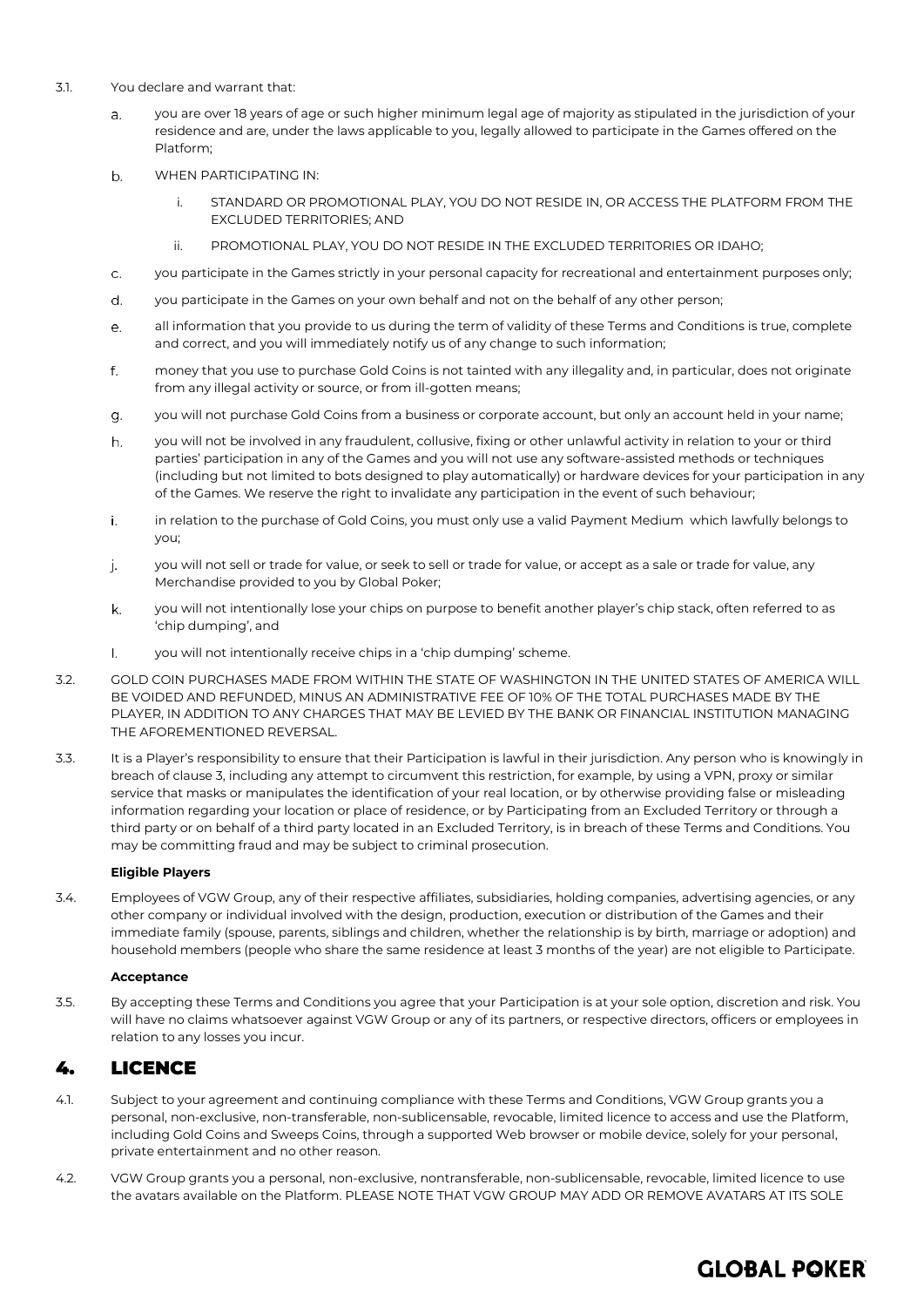3.1. You declare and warrant that:

a. you are over 18 years of age or such higher minimum legal age of majority as stipulated in the jurisdiction of your residence and are, under the laws applicable to you, legally allowed to participate in the Games offered on the Platform;

b. WHEN PARTICIPATING IN:

i. STANDARD OR PROMOTIONAL PLAY, YOU DO NOT RESIDE IN, OR ACCESS THE PLATFORM FROM THE EXCLUDED TERRITORIES; AND

ii. PROMOTIONAL PLAY, YOU DO NOT RESIDE IN THE EXCLUDED TERRITORIES OR IDAHO;

c. you participate in the Games strictly in your personal capacity for recreational and entertainment purposes only;

d. you participate in the Games on your own behalf and not on the behalf of any other person;

e. all information that you provide to us during the term of validity of these Terms and Conditions is true, complete and correct, and you will immediately notify us of any change to such information;

f. money that you use to purchase Gold Coins is not tainted with any illegality and, in particular, does not originate from any illegal activity or source, or from ill-gotten means;

g. you will not purchase Gold Coins from a business or corporate account, but only an account held in your name;

h. you will not be involved in any fraudulent, collusive, fixing or other unlawful activity in relation to your or third parties' participation in any of the Games and you will not use any software-assisted methods or techniques (including but not limited to bots designed to play automatically) or hardware devices for your participation in any of the Games. We reserve the right to invalidate any participation in the event of such behaviour;

i. in relation to the purchase of Gold Coins, you must only use a valid Payment Medium which lawfully belongs to you;

j. you will not sell or trade for value, or seek to sell or trade for value, or accept as a sale or trade for value, any Merchandise provided to you by Global Poker;

k. you will not intentionally lose your chips on purpose to benefit another player's chip stack, often referred to as 'chip dumping', and

l. you will not intentionally receive chips in a 'chip dumping' scheme.

3.2. GOLD COIN PURCHASES MADE FROM WITHIN THE STATE OF WASHINGTON IN THE UNITED STATES OF AMERICA WILL BE VOIDED AND REFUNDED, MINUS AN ADMINISTRATIVE FEE OF 10% OF THE TOTAL PURCHASES MADE BY THE PLAYER, IN ADDITION TO ANY CHARGES THAT MAY BE LEVIED BY THE BANK OR FINANCIAL INSTITUTION MANAGING THE AFOREMENTIONED REVERSAL.

3.3. It is a Player's responsibility to ensure that their Participation is lawful in their jurisdiction. Any person who is knowingly in breach of clause 3, including any attempt to circumvent this restriction, for example, by using a VPN, proxy or similar service that masks or manipulates the identification of your real location, or by otherwise providing false or misleading information regarding your location or place of residence, or by Participating from an Excluded Territory or through a third party or on behalf of a third party located in an Excluded Territory, is in breach of these Terms and Conditions. You may be committing fraud and may be subject to criminal prosecution.

**Eligible Players**

3.4. Employees of VGW Group, any of their respective affiliates, subsidiaries, holding companies, advertising agencies, or any other company or individual involved with the design, production, execution or distribution of the Games and their immediate family (spouse, parents, siblings and children, whether the relationship is by birth, marriage or adoption) and household members (people who share the same residence at least 3 months of the year) are not eligible to Participate.

**Acceptance**

3.5. By accepting these Terms and Conditions you agree that your Participation is at your sole option, discretion and risk. You will have no claims whatsoever against VGW Group or any of its partners, or respective directors, officers or employees in relation to any losses you incur.

## 4. LICENCE

4.1. Subject to your agreement and continuing compliance with these Terms and Conditions, VGW Group grants you a personal, non-exclusive, non-transferable, non-sublicensable, revocable, limited licence to access and use the Platform, including Gold Coins and Sweeps Coins, through a supported Web browser or mobile device, solely for your personal, private entertainment and no other reason.

4.2. VGW Group grants you a personal, non-exclusive, nontransferable, non-sublicensable, revocable, limited licence to use the avatars available on the Platform. PLEASE NOTE THAT VGW GROUP MAY ADD OR REMOVE AVATARS AT ITS SOLE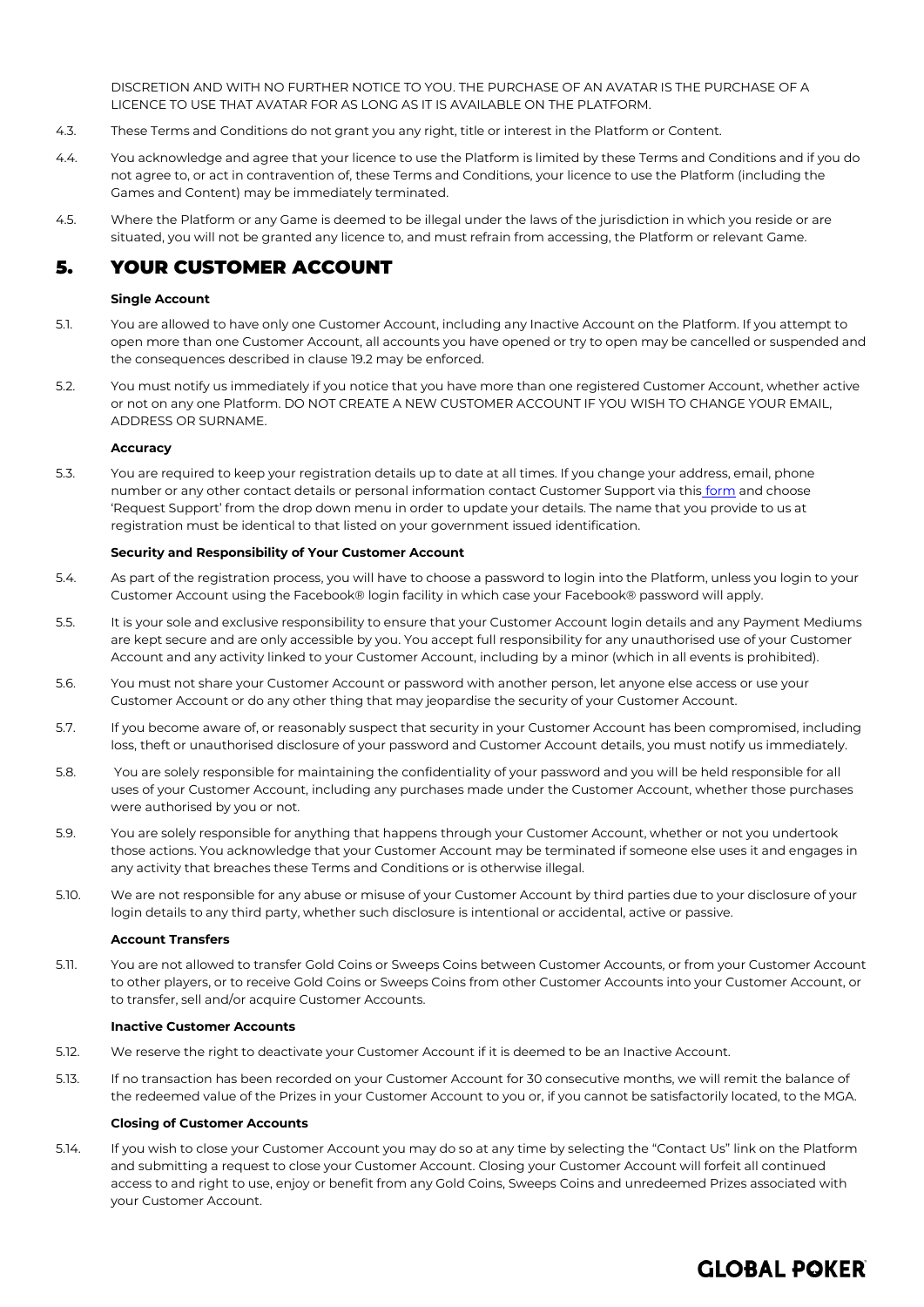DISCRETION AND WITH NO FURTHER NOTICE TO YOU. THE PURCHASE OF AN AVATAR IS THE PURCHASE OF A LICENCE TO USE THAT AVATAR FOR AS LONG AS IT IS AVAILABLE ON THE PLATFORM.

4.3. These Terms and Conditions do not grant you any right, title or interest in the Platform or Content.

4.4. You acknowledge and agree that your licence to use the Platform is limited by these Terms and Conditions and if you do not agree to, or act in contravention of, these Terms and Conditions, your licence to use the Platform (including the Games and Content) may be immediately terminated.

4.5. Where the Platform or any Game is deemed to be illegal under the laws of the jurisdiction in which you reside or are situated, you will not be granted any licence to, and must refrain from accessing, the Platform or relevant Game.

# 5. YOUR CUSTOMER ACCOUNT

**Single Account**

5.1. You are allowed to have only one Customer Account, including any Inactive Account on the Platform. If you attempt to open more than one Customer Account, all accounts you have opened or try to open may be cancelled or suspended and the consequences described in clause 19.2 may be enforced.

5.2. You must notify us immediately if you notice that you have more than one registered Customer Account, whether active or not on any one Platform. DO NOT CREATE A NEW CUSTOMER ACCOUNT IF YOU WISH TO CHANGE YOUR EMAIL, ADDRESS OR SURNAME.

**Accuracy**

5.3. You are required to keep your registration details up to date at all times. If you change your address, email, phone number or any other contact details or personal information contact Customer Support via this form and choose 'Request Support' from the drop down menu in order to update your details. The name that you provide to us at registration must be identical to that listed on your government issued identification.

**Security and Responsibility of Your Customer Account**

5.4. As part of the registration process, you will have to choose a password to login into the Platform, unless you login to your Customer Account using the Facebook® login facility in which case your Facebook® password will apply.

5.5. It is your sole and exclusive responsibility to ensure that your Customer Account login details and any Payment Mediums are kept secure and are only accessible by you. You accept full responsibility for any unauthorised use of your Customer Account and any activity linked to your Customer Account, including by a minor (which in all events is prohibited).

5.6. You must not share your Customer Account or password with another person, let anyone else access or use your Customer Account or do any other thing that may jeopardise the security of your Customer Account.

5.7. If you become aware of, or reasonably suspect that security in your Customer Account has been compromised, including loss, theft or unauthorised disclosure of your password and Customer Account details, you must notify us immediately.

5.8. You are solely responsible for maintaining the confidentiality of your password and you will be held responsible for all uses of your Customer Account, including any purchases made under the Customer Account, whether those purchases were authorised by you or not.

5.9. You are solely responsible for anything that happens through your Customer Account, whether or not you undertook those actions. You acknowledge that your Customer Account may be terminated if someone else uses it and engages in any activity that breaches these Terms and Conditions or is otherwise illegal.

5.10. We are not responsible for any abuse or misuse of your Customer Account by third parties due to your disclosure of your login details to any third party, whether such disclosure is intentional or accidental, active or passive.

**Account Transfers**

5.11. You are not allowed to transfer Gold Coins or Sweeps Coins between Customer Accounts, or from your Customer Account to other players, or to receive Gold Coins or Sweeps Coins from other Customer Accounts into your Customer Account, or to transfer, sell and/or acquire Customer Accounts.

**Inactive Customer Accounts**

5.12. We reserve the right to deactivate your Customer Account if it is deemed to be an Inactive Account.

5.13. If no transaction has been recorded on your Customer Account for 30 consecutive months, we will remit the balance of the redeemed value of the Prizes in your Customer Account to you or, if you cannot be satisfactorily located, to the MGA.

**Closing of Customer Accounts**

5.14. If you wish to close your Customer Account you may do so at any time by selecting the "Contact Us" link on the Platform and submitting a request to close your Customer Account. Closing your Customer Account will forfeit all continued access to and right to use, enjoy or benefit from any Gold Coins, Sweeps Coins and unredeemed Prizes associated with your Customer Account.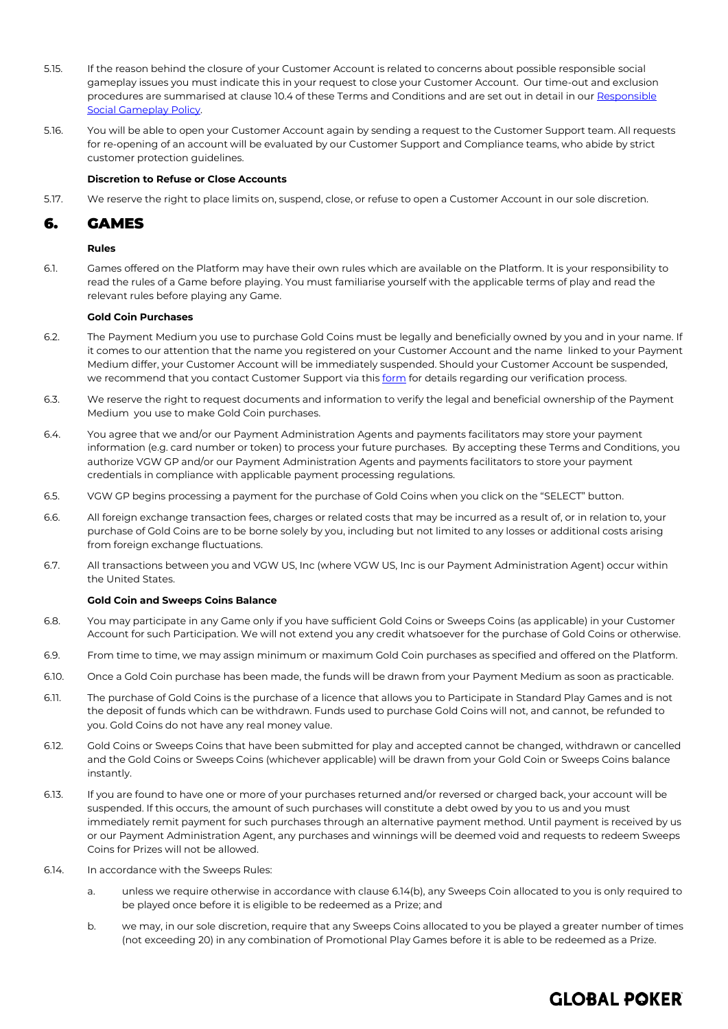5.15. If the reason behind the closure of your Customer Account is related to concerns about possible responsible social gameplay issues you must indicate this in your request to close your Customer Account. Our time-out and exclusion procedures are summarised at clause 10.4 of these Terms and Conditions and are set out in detail in our [Responsible Social Gameplay Policy](#).

5.16. You will be able to open your Customer Account again by sending a request to the Customer Support team. All requests for re-opening of an account will be evaluated by our Customer Support and Compliance teams, who abide by strict customer protection guidelines.

**Discretion to Refuse or Close Accounts**

5.17. We reserve the right to place limits on, suspend, close, or refuse to open a Customer Account in our sole discretion.

## 6. GAMES

**Rules**

6.1. Games offered on the Platform may have their own rules which are available on the Platform. It is your responsibility to read the rules of a Game before playing. You must familiarise yourself with the applicable terms of play and read the relevant rules before playing any Game.

**Gold Coin Purchases**

6.2. The Payment Medium you use to purchase Gold Coins must be legally and beneficially owned by you and in your name. If it comes to our attention that the name you registered on your Customer Account and the name linked to your Payment Medium differ, your Customer Account will be immediately suspended. Should your Customer Account be suspended, we recommend that you contact Customer Support via this [form](#) for details regarding our verification process.

6.3. We reserve the right to request documents and information to verify the legal and beneficial ownership of the Payment Medium you use to make Gold Coin purchases.

6.4. You agree that we and/or our Payment Administration Agents and payments facilitators may store your payment information (e.g. card number or token) to process your future purchases. By accepting these Terms and Conditions, you authorize VGW GP and/or our Payment Administration Agents and payments facilitators to store your payment credentials in compliance with applicable payment processing regulations.

6.5. VGW GP begins processing a payment for the purchase of Gold Coins when you click on the "SELECT" button.

6.6. All foreign exchange transaction fees, charges or related costs that may be incurred as a result of, or in relation to, your purchase of Gold Coins are to be borne solely by you, including but not limited to any losses or additional costs arising from foreign exchange fluctuations.

6.7. All transactions between you and VGW US, Inc (where VGW US, Inc is our Payment Administration Agent) occur within the United States.

**Gold Coin and Sweeps Coins Balance**

6.8. You may participate in any Game only if you have sufficient Gold Coins or Sweeps Coins (as applicable) in your Customer Account for such Participation. We will not extend you any credit whatsoever for the purchase of Gold Coins or otherwise.

6.9. From time to time, we may assign minimum or maximum Gold Coin purchases as specified and offered on the Platform.

6.10. Once a Gold Coin purchase has been made, the funds will be drawn from your Payment Medium as soon as practicable.

6.11. The purchase of Gold Coins is the purchase of a licence that allows you to Participate in Standard Play Games and is not the deposit of funds which can be withdrawn. Funds used to purchase Gold Coins will not, and cannot, be refunded to you. Gold Coins do not have any real money value.

6.12. Gold Coins or Sweeps Coins that have been submitted for play and accepted cannot be changed, withdrawn or cancelled and the Gold Coins or Sweeps Coins (whichever applicable) will be drawn from your Gold Coin or Sweeps Coins balance instantly.

6.13. If you are found to have one or more of your purchases returned and/or reversed or charged back, your account will be suspended. If this occurs, the amount of such purchases will constitute a debt owed by you to us and you must immediately remit payment for such purchases through an alternative payment method. Until payment is received by us or our Payment Administration Agent, any purchases and winnings will be deemed void and requests to redeem Sweeps Coins for Prizes will not be allowed.

6.14. In accordance with the Sweeps Rules:

a. unless we require otherwise in accordance with clause 6.14(b), any Sweeps Coin allocated to you is only required to be played once before it is eligible to be redeemed as a Prize; and

b. we may, in our sole discretion, require that any Sweeps Coins allocated to you be played a greater number of times (not exceeding 20) in any combination of Promotional Play Games before it is able to be redeemed as a Prize.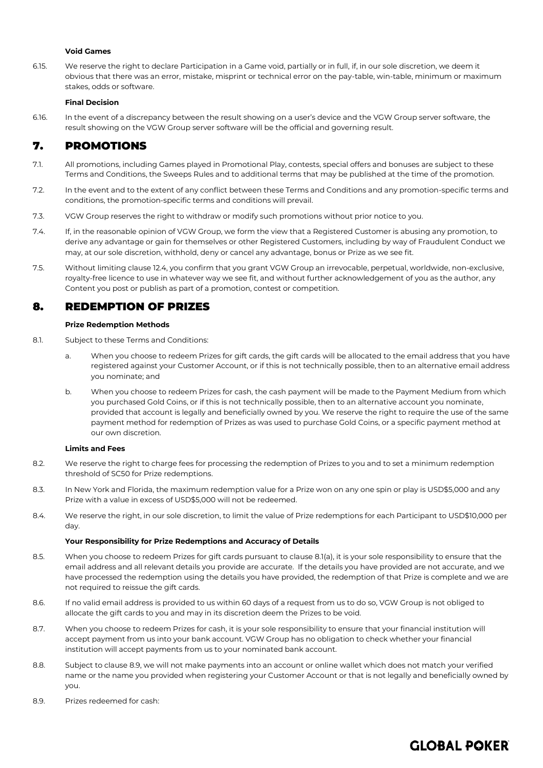**Void Games**

6.15. We reserve the right to declare Participation in a Game void, partially or in full, if, in our sole discretion, we deem it obvious that there was an error, mistake, misprint or technical error on the pay-table, win-table, minimum or maximum stakes, odds or software.

**Final Decision**

6.16. In the event of a discrepancy between the result showing on a user's device and the VGW Group server software, the result showing on the VGW Group server software will be the official and governing result.

## 7. PROMOTIONS

7.1. All promotions, including Games played in Promotional Play, contests, special offers and bonuses are subject to these Terms and Conditions, the Sweeps Rules and to additional terms that may be published at the time of the promotion.

7.2. In the event and to the extent of any conflict between these Terms and Conditions and any promotion-specific terms and conditions, the promotion-specific terms and conditions will prevail.

7.3. VGW Group reserves the right to withdraw or modify such promotions without prior notice to you.

7.4. If, in the reasonable opinion of VGW Group, we form the view that a Registered Customer is abusing any promotion, to derive any advantage or gain for themselves or other Registered Customers, including by way of Fraudulent Conduct we may, at our sole discretion, withhold, deny or cancel any advantage, bonus or Prize as we see fit.

7.5. Without limiting clause 12.4, you confirm that you grant VGW Group an irrevocable, perpetual, worldwide, non-exclusive, royalty-free licence to use in whatever way we see fit, and without further acknowledgement of you as the author, any Content you post or publish as part of a promotion, contest or competition.

## 8. REDEMPTION OF PRIZES

**Prize Redemption Methods**

8.1. Subject to these Terms and Conditions:

a. When you choose to redeem Prizes for gift cards, the gift cards will be allocated to the email address that you have registered against your Customer Account, or if this is not technically possible, then to an alternative email address you nominate; and

b. When you choose to redeem Prizes for cash, the cash payment will be made to the Payment Medium from which you purchased Gold Coins, or if this is not technically possible, then to an alternative account you nominate, provided that account is legally and beneficially owned by you. We reserve the right to require the use of the same payment method for redemption of Prizes as was used to purchase Gold Coins, or a specific payment method at our own discretion.

**Limits and Fees**

8.2. We reserve the right to charge fees for processing the redemption of Prizes to you and to set a minimum redemption threshold of SC50 for Prize redemptions.

8.3. In New York and Florida, the maximum redemption value for a Prize won on any one spin or play is USD$5,000 and any Prize with a value in excess of USD$5,000 will not be redeemed.

8.4. We reserve the right, in our sole discretion, to limit the value of Prize redemptions for each Participant to USD$10,000 per day.

**Your Responsibility for Prize Redemptions and Accuracy of Details**

8.5. When you choose to redeem Prizes for gift cards pursuant to clause 8.1(a), it is your sole responsibility to ensure that the email address and all relevant details you provide are accurate. If the details you have provided are not accurate, and we have processed the redemption using the details you have provided, the redemption of that Prize is complete and we are not required to reissue the gift cards.

8.6. If no valid email address is provided to us within 60 days of a request from us to do so, VGW Group is not obliged to allocate the gift cards to you and may in its discretion deem the Prizes to be void.

8.7. When you choose to redeem Prizes for cash, it is your sole responsibility to ensure that your financial institution will accept payment from us into your bank account. VGW Group has no obligation to check whether your financial institution will accept payments from us to your nominated bank account.

8.8. Subject to clause 8.9, we will not make payments into an account or online wallet which does not match your verified name or the name you provided when registering your Customer Account or that is not legally and beneficially owned by you.

8.9. Prizes redeemed for cash: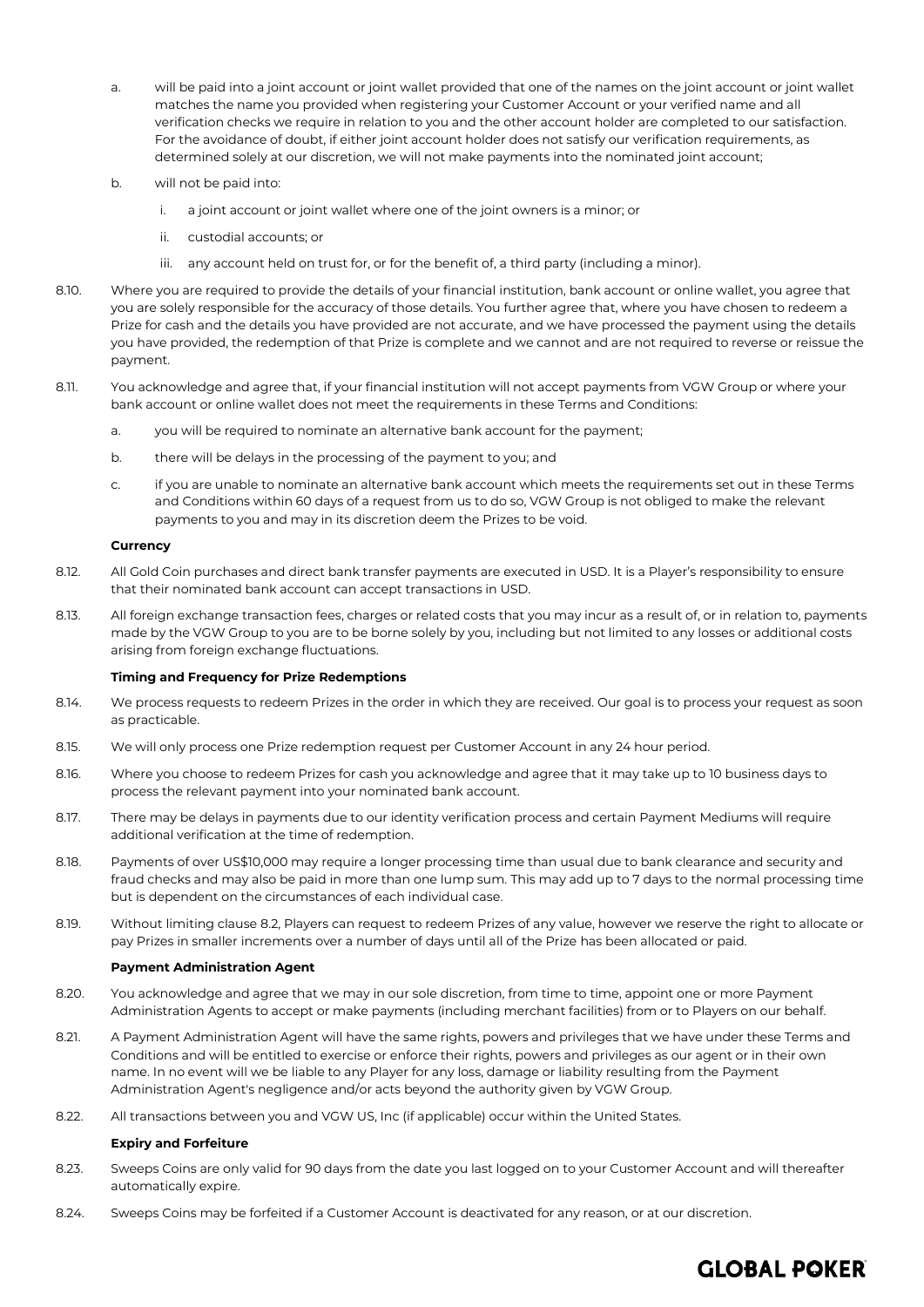a. will be paid into a joint account or joint wallet provided that one of the names on the joint account or joint wallet matches the name you provided when registering your Customer Account or your verified name and all verification checks we require in relation to you and the other account holder are completed to our satisfaction. For the avoidance of doubt, if either joint account holder does not satisfy our verification requirements, as determined solely at our discretion, we will not make payments into the nominated joint account;

b. will not be paid into:

   i. a joint account or joint wallet where one of the joint owners is a minor; or

   ii. custodial accounts; or

   iii. any account held on trust for, or for the benefit of, a third party (including a minor).

8.10. Where you are required to provide the details of your financial institution, bank account or online wallet, you agree that you are solely responsible for the accuracy of those details. You further agree that, where you have chosen to redeem a Prize for cash and the details you have provided are not accurate, and we have processed the payment using the details you have provided, the redemption of that Prize is complete and we cannot and are not required to reverse or reissue the payment.

8.11. You acknowledge and agree that, if your financial institution will not accept payments from VGW Group or where your bank account or online wallet does not meet the requirements in these Terms and Conditions:

a. you will be required to nominate an alternative bank account for the payment;

b. there will be delays in the processing of the payment to you; and

c. if you are unable to nominate an alternative bank account which meets the requirements set out in these Terms and Conditions within 60 days of a request from us to do so, VGW Group is not obliged to make the relevant payments to you and may in its discretion deem the Prizes to be void.

**Currency**

8.12. All Gold Coin purchases and direct bank transfer payments are executed in USD. It is a Player's responsibility to ensure that their nominated bank account can accept transactions in USD.

8.13. All foreign exchange transaction fees, charges or related costs that you may incur as a result of, or in relation to, payments made by the VGW Group to you are to be borne solely by you, including but not limited to any losses or additional costs arising from foreign exchange fluctuations.

**Timing and Frequency for Prize Redemptions**

8.14. We process requests to redeem Prizes in the order in which they are received. Our goal is to process your request as soon as practicable.

8.15. We will only process one Prize redemption request per Customer Account in any 24 hour period.

8.16. Where you choose to redeem Prizes for cash you acknowledge and agree that it may take up to 10 business days to process the relevant payment into your nominated bank account.

8.17. There may be delays in payments due to our identity verification process and certain Payment Mediums will require additional verification at the time of redemption.

8.18. Payments of over US$10,000 may require a longer processing time than usual due to bank clearance and security and fraud checks and may also be paid in more than one lump sum. This may add up to 7 days to the normal processing time but is dependent on the circumstances of each individual case.

8.19. Without limiting clause 8.2, Players can request to redeem Prizes of any value, however we reserve the right to allocate or pay Prizes in smaller increments over a number of days until all of the Prize has been allocated or paid.

**Payment Administration Agent**

8.20. You acknowledge and agree that we may in our sole discretion, from time to time, appoint one or more Payment Administration Agents to accept or make payments (including merchant facilities) from or to Players on our behalf.

8.21. A Payment Administration Agent will have the same rights, powers and privileges that we have under these Terms and Conditions and will be entitled to exercise or enforce their rights, powers and privileges as our agent or in their own name. In no event will we be liable to any Player for any loss, damage or liability resulting from the Payment Administration Agent's negligence and/or acts beyond the authority given by VGW Group.

8.22. All transactions between you and VGW US, Inc (if applicable) occur within the United States.

**Expiry and Forfeiture**

8.23. Sweeps Coins are only valid for 90 days from the date you last logged on to your Customer Account and will thereafter automatically expire.

8.24. Sweeps Coins may be forfeited if a Customer Account is deactivated for any reason, or at our discretion.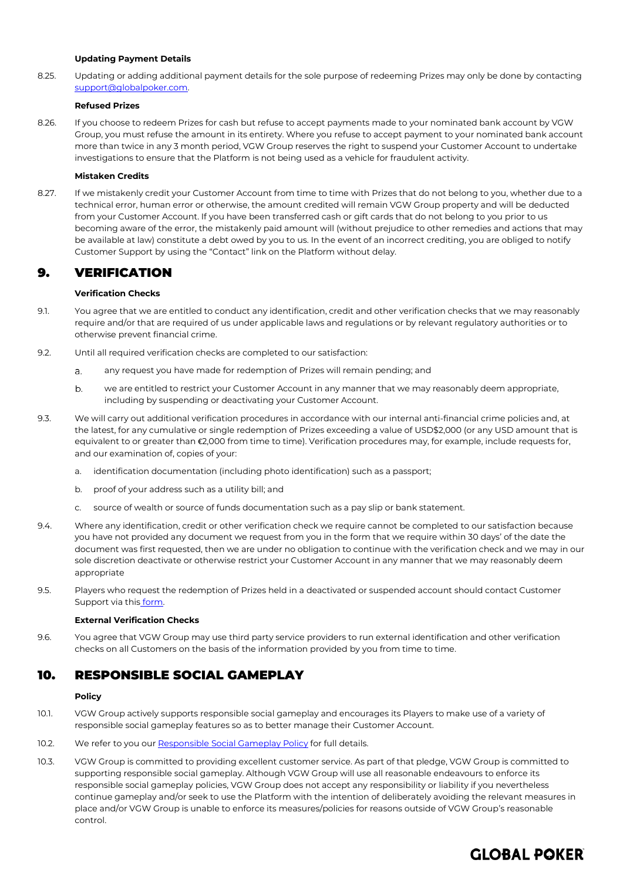**Updating Payment Details**

8.25. Updating or adding additional payment details for the sole purpose of redeeming Prizes may only be done by contacting [support@globalpoker.com](mailto:support@globalpoker.com).

**Refused Prizes**

8.26. If you choose to redeem Prizes for cash but refuse to accept payments made to your nominated bank account by VGW Group, you must refuse the amount in its entirety. Where you refuse to accept payment to your nominated bank account more than twice in any 3 month period, VGW Group reserves the right to suspend your Customer Account to undertake investigations to ensure that the Platform is not being used as a vehicle for fraudulent activity.

**Mistaken Credits**

8.27. If we mistakenly credit your Customer Account from time to time with Prizes that do not belong to you, whether due to a technical error, human error or otherwise, the amount credited will remain VGW Group property and will be deducted from your Customer Account. If you have been transferred cash or gift cards that do not belong to you prior to us becoming aware of the error, the mistakenly paid amount will (without prejudice to other remedies and actions that may be available at law) constitute a debt owed by you to us. In the event of an incorrect crediting, you are obliged to notify Customer Support by using the "Contact" link on the Platform without delay.

## 9. VERIFICATION

**Verification Checks**

9.1. You agree that we are entitled to conduct any identification, credit and other verification checks that we may reasonably require and/or that are required of us under applicable laws and regulations or by relevant regulatory authorities or to otherwise prevent financial crime.

9.2. Until all required verification checks are completed to our satisfaction:

a. any request you have made for redemption of Prizes will remain pending; and

b. we are entitled to restrict your Customer Account in any manner that we may reasonably deem appropriate, including by suspending or deactivating your Customer Account.

9.3. We will carry out additional verification procedures in accordance with our internal anti-financial crime policies and, at the latest, for any cumulative or single redemption of Prizes exceeding a value of USD$2,000 (or any USD amount that is equivalent to or greater than €2,000 from time to time). Verification procedures may, for example, include requests for, and our examination of, copies of your:

a. identification documentation (including photo identification) such as a passport;

b. proof of your address such as a utility bill; and

c. source of wealth or source of funds documentation such as a pay slip or bank statement.

9.4. Where any identification, credit or other verification check we require cannot be completed to our satisfaction because you have not provided any document we request from you in the form that we require within 30 days' of the date the document was first requested, then we are under no obligation to continue with the verification check and we may in our sole discretion deactivate or otherwise restrict your Customer Account in any manner that we may reasonably deem appropriate

9.5. Players who request the redemption of Prizes held in a deactivated or suspended account should contact Customer Support via this [form](#).

**External Verification Checks**

9.6. You agree that VGW Group may use third party service providers to run external identification and other verification checks on all Customers on the basis of the information provided by you from time to time.

## 10. RESPONSIBLE SOCIAL GAMEPLAY

**Policy**

10.1. VGW Group actively supports responsible social gameplay and encourages its Players to make use of a variety of responsible social gameplay features so as to better manage their Customer Account.

10.2. We refer to you our [Responsible Social Gameplay Policy](#) for full details.

10.3. VGW Group is committed to providing excellent customer service. As part of that pledge, VGW Group is committed to supporting responsible social gameplay. Although VGW Group will use all reasonable endeavours to enforce its responsible social gameplay policies, VGW Group does not accept any responsibility or liability if you nevertheless continue gameplay and/or seek to use the Platform with the intention of deliberately avoiding the relevant measures in place and/or VGW Group is unable to enforce its measures/policies for reasons outside of VGW Group's reasonable control.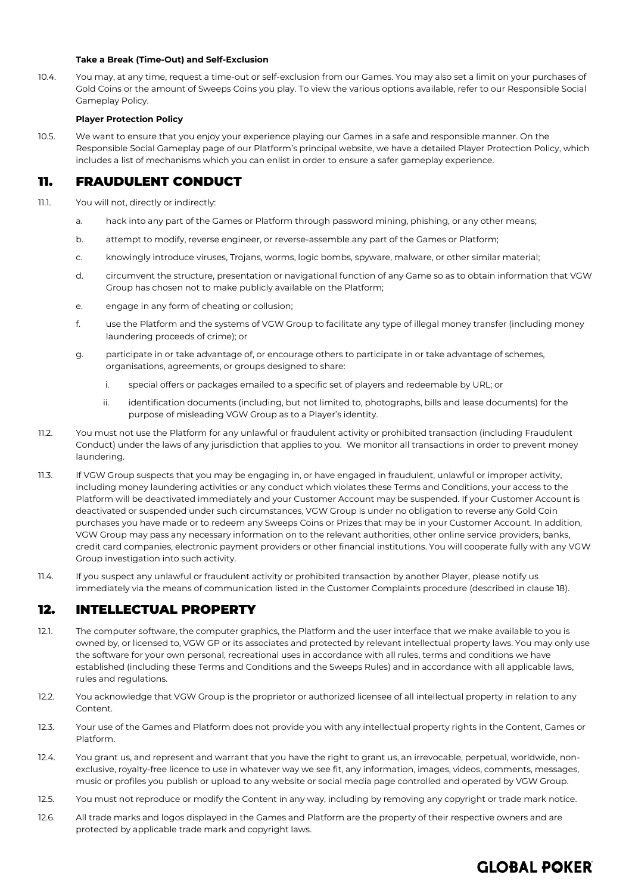**Take a Break (Time-Out) and Self-Exclusion**

10.4. You may, at any time, request a time-out or self-exclusion from our Games. You may also set a limit on your purchases of Gold Coins or the amount of Sweeps Coins you play. To view the various options available, refer to our Responsible Social Gameplay Policy.

**Player Protection Policy**

10.5. We want to ensure that you enjoy your experience playing our Games in a safe and responsible manner. On the Responsible Social Gameplay page of our Platform's principal website, we have a detailed Player Protection Policy, which includes a list of mechanisms which you can enlist in order to ensure a safer gameplay experience.

## 11. FRAUDULENT CONDUCT

11.1. You will not, directly or indirectly:

a. hack into any part of the Games or Platform through password mining, phishing, or any other means;

b. attempt to modify, reverse engineer, or reverse-assemble any part of the Games or Platform;

c. knowingly introduce viruses, Trojans, worms, logic bombs, spyware, malware, or other similar material;

d. circumvent the structure, presentation or navigational function of any Game so as to obtain information that VGW Group has chosen not to make publicly available on the Platform;

e. engage in any form of cheating or collusion;

f. use the Platform and the systems of VGW Group to facilitate any type of illegal money transfer (including money laundering proceeds of crime); or

g. participate in or take advantage of, or encourage others to participate in or take advantage of schemes, organisations, agreements, or groups designed to share:

i. special offers or packages emailed to a specific set of players and redeemable by URL; or

ii. identification documents (including, but not limited to, photographs, bills and lease documents) for the purpose of misleading VGW Group as to a Player's identity.

11.2. You must not use the Platform for any unlawful or fraudulent activity or prohibited transaction (including Fraudulent Conduct) under the laws of any jurisdiction that applies to you. We monitor all transactions in order to prevent money laundering.

11.3. If VGW Group suspects that you may be engaging in, or have engaged in fraudulent, unlawful or improper activity, including money laundering activities or any conduct which violates these Terms and Conditions, your access to the Platform will be deactivated immediately and your Customer Account may be suspended. If your Customer Account is deactivated or suspended under such circumstances, VGW Group is under no obligation to reverse any Gold Coin purchases you have made or to redeem any Sweeps Coins or Prizes that may be in your Customer Account. In addition, VGW Group may pass any necessary information on to the relevant authorities, other online service providers, banks, credit card companies, electronic payment providers or other financial institutions. You will cooperate fully with any VGW Group investigation into such activity.

11.4. If you suspect any unlawful or fraudulent activity or prohibited transaction by another Player, please notify us immediately via the means of communication listed in the Customer Complaints procedure (described in clause 18).

## 12. INTELLECTUAL PROPERTY

12.1. The computer software, the computer graphics, the Platform and the user interface that we make available to you is owned by, or licensed to, VGW GP or its associates and protected by relevant intellectual property laws. You may only use the software for your own personal, recreational uses in accordance with all rules, terms and conditions we have established (including these Terms and Conditions and the Sweeps Rules) and in accordance with all applicable laws, rules and regulations.

12.2. You acknowledge that VGW Group is the proprietor or authorized licensee of all intellectual property in relation to any Content.

12.3. Your use of the Games and Platform does not provide you with any intellectual property rights in the Content, Games or Platform.

12.4. You grant us, and represent and warrant that you have the right to grant us, an irrevocable, perpetual, worldwide, non-exclusive, royalty-free licence to use in whatever way we see fit, any information, images, videos, comments, messages, music or profiles you publish or upload to any website or social media page controlled and operated by VGW Group.

12.5. You must not reproduce or modify the Content in any way, including by removing any copyright or trade mark notice.

12.6. All trade marks and logos displayed in the Games and Platform are the property of their respective owners and are protected by applicable trade mark and copyright laws.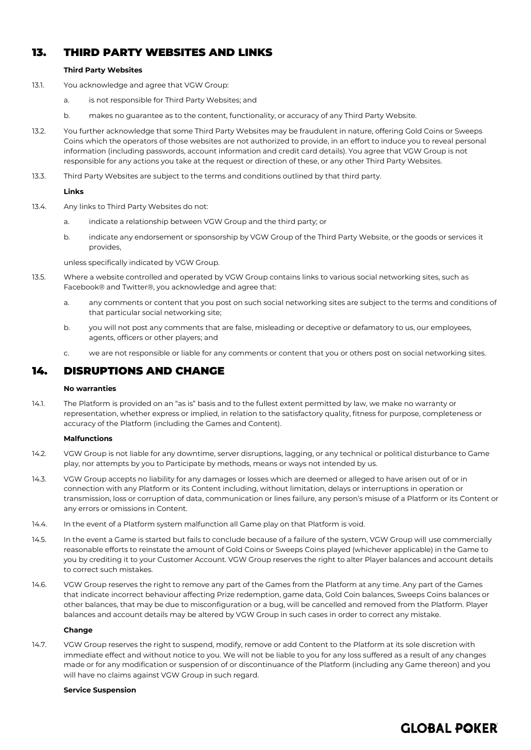## 13. THIRD PARTY WEBSITES AND LINKS

**Third Party Websites**

13.1. You acknowledge and agree that VGW Group:

a. is not responsible for Third Party Websites; and

b. makes no guarantee as to the content, functionality, or accuracy of any Third Party Website.

13.2. You further acknowledge that some Third Party Websites may be fraudulent in nature, offering Gold Coins or Sweeps Coins which the operators of those websites are not authorized to provide, in an effort to induce you to reveal personal information (including passwords, account information and credit card details). You agree that VGW Group is not responsible for any actions you take at the request or direction of these, or any other Third Party Websites.

13.3. Third Party Websites are subject to the terms and conditions outlined by that third party.

**Links**

13.4. Any links to Third Party Websites do not:

a. indicate a relationship between VGW Group and the third party; or

b. indicate any endorsement or sponsorship by VGW Group of the Third Party Website, or the goods or services it provides,

unless specifically indicated by VGW Group.

13.5. Where a website controlled and operated by VGW Group contains links to various social networking sites, such as Facebook® and Twitter®, you acknowledge and agree that:

a. any comments or content that you post on such social networking sites are subject to the terms and conditions of that particular social networking site;

b. you will not post any comments that are false, misleading or deceptive or defamatory to us, our employees, agents, officers or other players; and

c. we are not responsible or liable for any comments or content that you or others post on social networking sites.

## 14. DISRUPTIONS AND CHANGE

**No warranties**

14.1. The Platform is provided on an "as is" basis and to the fullest extent permitted by law, we make no warranty or representation, whether express or implied, in relation to the satisfactory quality, fitness for purpose, completeness or accuracy of the Platform (including the Games and Content).

**Malfunctions**

14.2. VGW Group is not liable for any downtime, server disruptions, lagging, or any technical or political disturbance to Game play, nor attempts by you to Participate by methods, means or ways not intended by us.

14.3. VGW Group accepts no liability for any damages or losses which are deemed or alleged to have arisen out of or in connection with any Platform or its Content including, without limitation, delays or interruptions in operation or transmission, loss or corruption of data, communication or lines failure, any person's misuse of a Platform or its Content or any errors or omissions in Content.

14.4. In the event of a Platform system malfunction all Game play on that Platform is void.

14.5. In the event a Game is started but fails to conclude because of a failure of the system, VGW Group will use commercially reasonable efforts to reinstate the amount of Gold Coins or Sweeps Coins played (whichever applicable) in the Game to you by crediting it to your Customer Account. VGW Group reserves the right to alter Player balances and account details to correct such mistakes.

14.6. VGW Group reserves the right to remove any part of the Games from the Platform at any time. Any part of the Games that indicate incorrect behaviour affecting Prize redemption, game data, Gold Coin balances, Sweeps Coins balances or other balances, that may be due to misconfiguration or a bug, will be cancelled and removed from the Platform. Player balances and account details may be altered by VGW Group in such cases in order to correct any mistake.

**Change**

14.7. VGW Group reserves the right to suspend, modify, remove or add Content to the Platform at its sole discretion with immediate effect and without notice to you. We will not be liable to you for any loss suffered as a result of any changes made or for any modification or suspension of or discontinuance of the Platform (including any Game thereon) and you will have no claims against VGW Group in such regard.

**Service Suspension**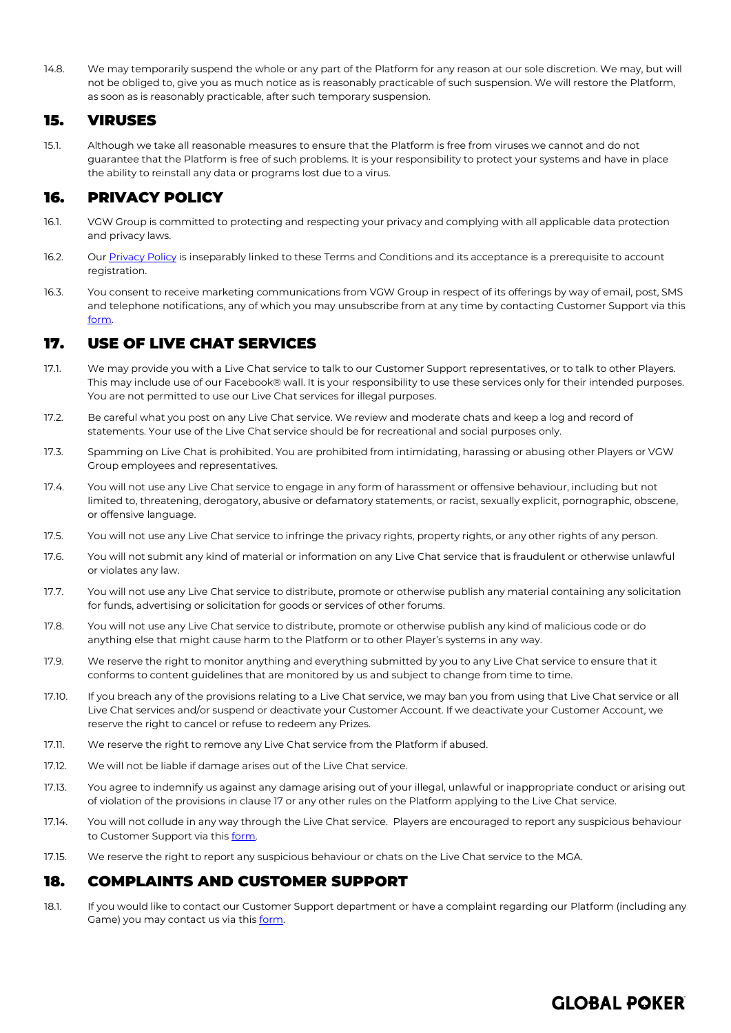14.8. We may temporarily suspend the whole or any part of the Platform for any reason at our sole discretion. We may, but will not be obliged to, give you as much notice as is reasonably practicable of such suspension. We will restore the Platform, as soon as is reasonably practicable, after such temporary suspension.

## 15. VIRUSES

15.1. Although we take all reasonable measures to ensure that the Platform is free from viruses we cannot and do not guarantee that the Platform is free of such problems. It is your responsibility to protect your systems and have in place the ability to reinstall any data or programs lost due to a virus.

## 16. PRIVACY POLICY

16.1. VGW Group is committed to protecting and respecting your privacy and complying with all applicable data protection and privacy laws.

16.2. Our Privacy Policy is inseparably linked to these Terms and Conditions and its acceptance is a prerequisite to account registration.

16.3. You consent to receive marketing communications from VGW Group in respect of its offerings by way of email, post, SMS and telephone notifications, any of which you may unsubscribe from at any time by contacting Customer Support via this form.

## 17. USE OF LIVE CHAT SERVICES

17.1. We may provide you with a Live Chat service to talk to our Customer Support representatives, or to talk to other Players. This may include use of our Facebook® wall. It is your responsibility to use these services only for their intended purposes. You are not permitted to use our Live Chat services for illegal purposes.

17.2. Be careful what you post on any Live Chat service. We review and moderate chats and keep a log and record of statements. Your use of the Live Chat service should be for recreational and social purposes only.

17.3. Spamming on Live Chat is prohibited. You are prohibited from intimidating, harassing or abusing other Players or VGW Group employees and representatives.

17.4. You will not use any Live Chat service to engage in any form of harassment or offensive behaviour, including but not limited to, threatening, derogatory, abusive or defamatory statements, or racist, sexually explicit, pornographic, obscene, or offensive language.

17.5. You will not use any Live Chat service to infringe the privacy rights, property rights, or any other rights of any person.

17.6. You will not submit any kind of material or information on any Live Chat service that is fraudulent or otherwise unlawful or violates any law.

17.7. You will not use any Live Chat service to distribute, promote or otherwise publish any material containing any solicitation for funds, advertising or solicitation for goods or services of other forums.

17.8. You will not use any Live Chat service to distribute, promote or otherwise publish any kind of malicious code or do anything else that might cause harm to the Platform or to other Player's systems in any way.

17.9. We reserve the right to monitor anything and everything submitted by you to any Live Chat service to ensure that it conforms to content guidelines that are monitored by us and subject to change from time to time.

17.10. If you breach any of the provisions relating to a Live Chat service, we may ban you from using that Live Chat service or all Live Chat services and/or suspend or deactivate your Customer Account. If we deactivate your Customer Account, we reserve the right to cancel or refuse to redeem any Prizes.

17.11. We reserve the right to remove any Live Chat service from the Platform if abused.

17.12. We will not be liable if damage arises out of the Live Chat service.

17.13. You agree to indemnify us against any damage arising out of your illegal, unlawful or inappropriate conduct or arising out of violation of the provisions in clause 17 or any other rules on the Platform applying to the Live Chat service.

17.14. You will not collude in any way through the Live Chat service. Players are encouraged to report any suspicious behaviour to Customer Support via this form.

17.15. We reserve the right to report any suspicious behaviour or chats on the Live Chat service to the MGA.

## 18. COMPLAINTS AND CUSTOMER SUPPORT

18.1. If you would like to contact our Customer Support department or have a complaint regarding our Platform (including any Game) you may contact us via this form.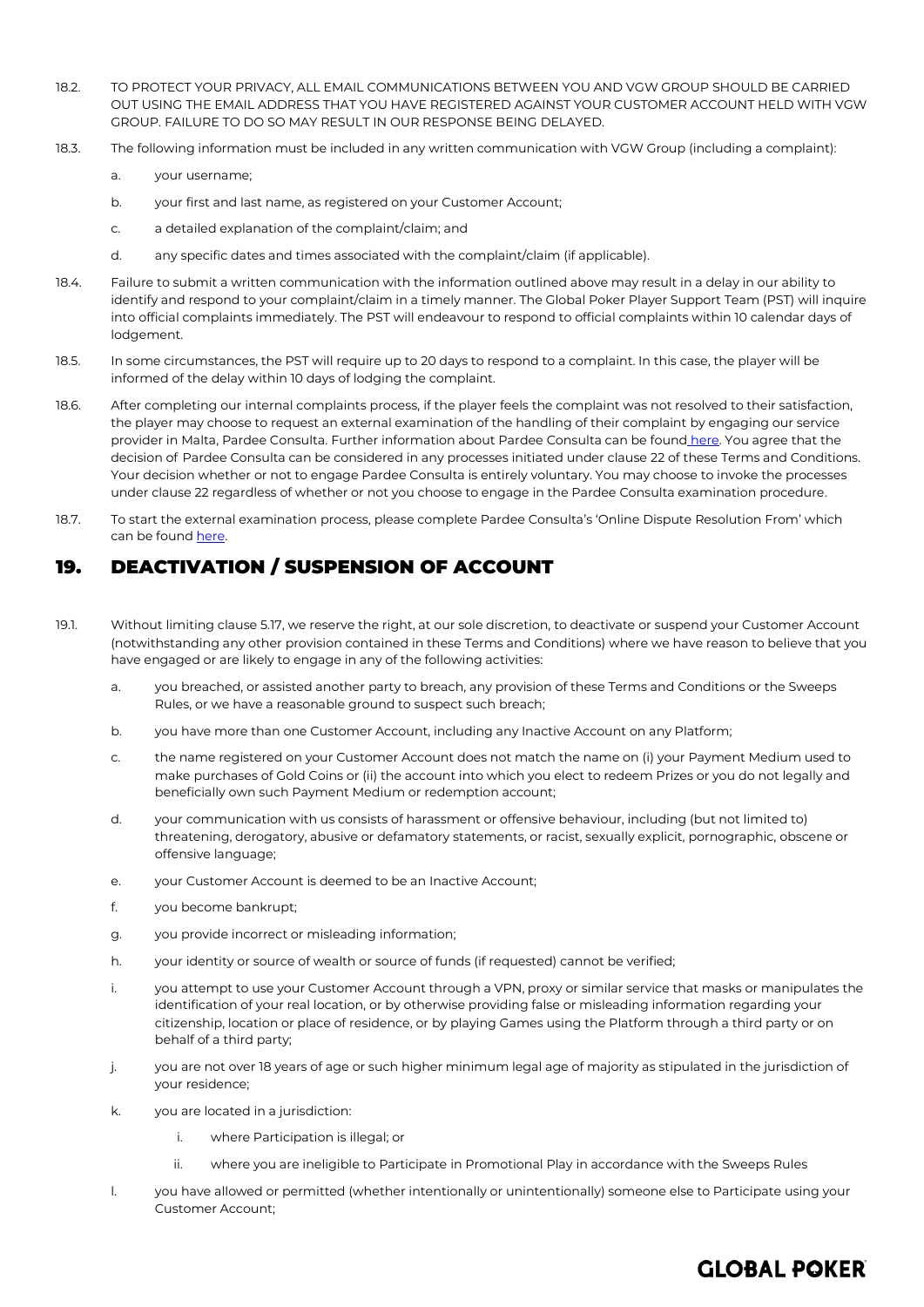18.2. TO PROTECT YOUR PRIVACY, ALL EMAIL COMMUNICATIONS BETWEEN YOU AND VGW GROUP SHOULD BE CARRIED OUT USING THE EMAIL ADDRESS THAT YOU HAVE REGISTERED AGAINST YOUR CUSTOMER ACCOUNT HELD WITH VGW GROUP. FAILURE TO DO SO MAY RESULT IN OUR RESPONSE BEING DELAYED.

18.3. The following information must be included in any written communication with VGW Group (including a complaint):

a. your username;

b. your first and last name, as registered on your Customer Account;

c. a detailed explanation of the complaint/claim; and

d. any specific dates and times associated with the complaint/claim (if applicable).

18.4. Failure to submit a written communication with the information outlined above may result in a delay in our ability to identify and respond to your complaint/claim in a timely manner. The Global Poker Player Support Team (PST) will inquire into official complaints immediately. The PST will endeavour to respond to official complaints within 10 calendar days of lodgement.

18.5. In some circumstances, the PST will require up to 20 days to respond to a complaint. In this case, the player will be informed of the delay within 10 days of lodging the complaint.

18.6. After completing our internal complaints process, if the player feels the complaint was not resolved to their satisfaction, the player may choose to request an external examination of the handling of their complaint by engaging our service provider in Malta, Pardee Consulta. Further information about Pardee Consulta can be found here. You agree that the decision of Pardee Consulta can be considered in any processes initiated under clause 22 of these Terms and Conditions. Your decision whether or not to engage Pardee Consulta is entirely voluntary. You may choose to invoke the processes under clause 22 regardless of whether or not you choose to engage in the Pardee Consulta examination procedure.

18.7. To start the external examination process, please complete Pardee Consulta's 'Online Dispute Resolution From' which can be found here.

## 19. DEACTIVATION / SUSPENSION OF ACCOUNT

19.1. Without limiting clause 5.17, we reserve the right, at our sole discretion, to deactivate or suspend your Customer Account (notwithstanding any other provision contained in these Terms and Conditions) where we have reason to believe that you have engaged or are likely to engage in any of the following activities:

a. you breached, or assisted another party to breach, any provision of these Terms and Conditions or the Sweeps Rules, or we have a reasonable ground to suspect such breach;

b. you have more than one Customer Account, including any Inactive Account on any Platform;

c. the name registered on your Customer Account does not match the name on (i) your Payment Medium used to make purchases of Gold Coins or (ii) the account into which you elect to redeem Prizes or you do not legally and beneficially own such Payment Medium or redemption account;

d. your communication with us consists of harassment or offensive behaviour, including (but not limited to) threatening, derogatory, abusive or defamatory statements, or racist, sexually explicit, pornographic, obscene or offensive language;

e. your Customer Account is deemed to be an Inactive Account;

f. you become bankrupt;

g. you provide incorrect or misleading information;

h. your identity or source of wealth or source of funds (if requested) cannot be verified;

i. you attempt to use your Customer Account through a VPN, proxy or similar service that masks or manipulates the identification of your real location, or by otherwise providing false or misleading information regarding your citizenship, location or place of residence, or by playing Games using the Platform through a third party or on behalf of a third party;

j. you are not over 18 years of age or such higher minimum legal age of majority as stipulated in the jurisdiction of your residence;

k. you are located in a jurisdiction:

   i. where Participation is illegal; or

   ii. where you are ineligible to Participate in Promotional Play in accordance with the Sweeps Rules

l. you have allowed or permitted (whether intentionally or unintentionally) someone else to Participate using your Customer Account;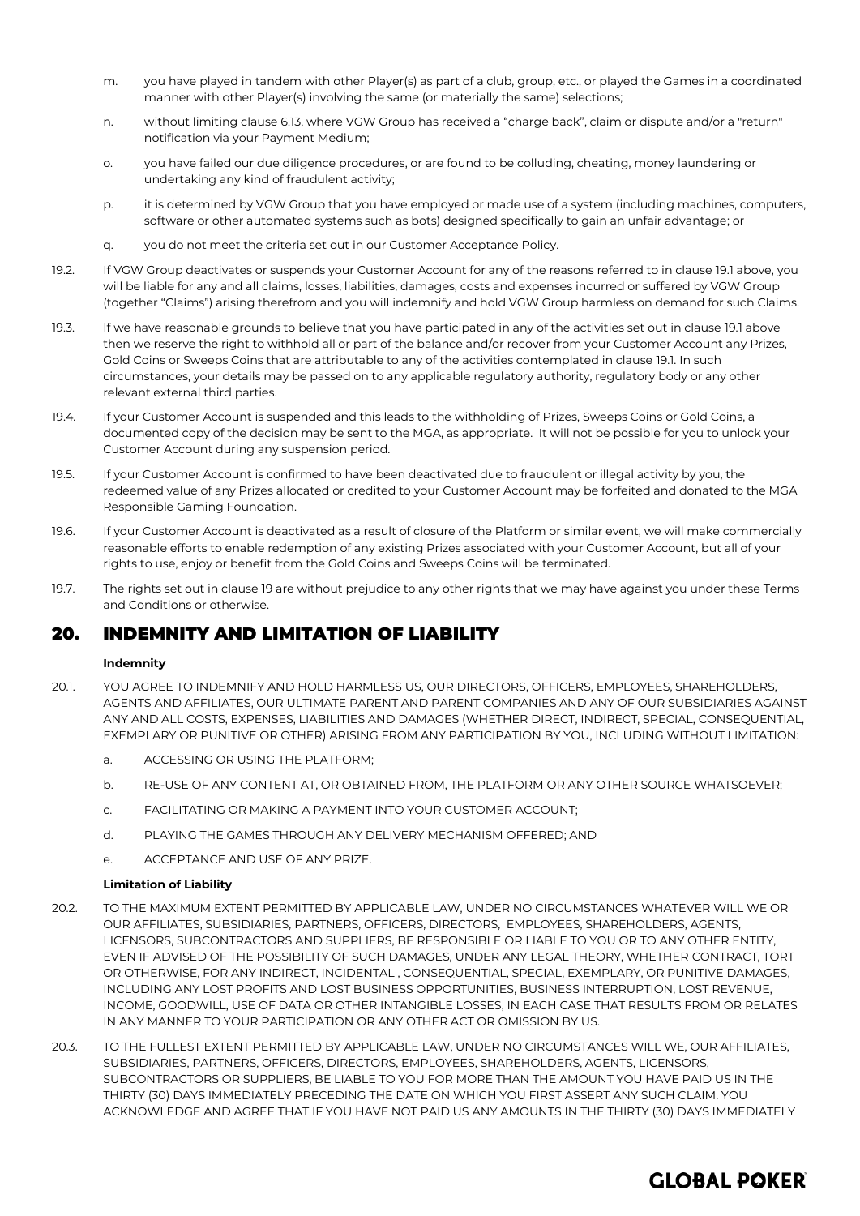m. you have played in tandem with other Player(s) as part of a club, group, etc., or played the Games in a coordinated manner with other Player(s) involving the same (or materially the same) selections;

n. without limiting clause 6.13, where VGW Group has received a "charge back", claim or dispute and/or a "return" notification via your Payment Medium;

o. you have failed our due diligence procedures, or are found to be colluding, cheating, money laundering or undertaking any kind of fraudulent activity;

p. it is determined by VGW Group that you have employed or made use of a system (including machines, computers, software or other automated systems such as bots) designed specifically to gain an unfair advantage; or

q. you do not meet the criteria set out in our Customer Acceptance Policy.

19.2. If VGW Group deactivates or suspends your Customer Account for any of the reasons referred to in clause 19.1 above, you will be liable for any and all claims, losses, liabilities, damages, costs and expenses incurred or suffered by VGW Group (together "Claims") arising therefrom and you will indemnify and hold VGW Group harmless on demand for such Claims.

19.3. If we have reasonable grounds to believe that you have participated in any of the activities set out in clause 19.1 above then we reserve the right to withhold all or part of the balance and/or recover from your Customer Account any Prizes, Gold Coins or Sweeps Coins that are attributable to any of the activities contemplated in clause 19.1. In such circumstances, your details may be passed on to any applicable regulatory authority, regulatory body or any other relevant external third parties.

19.4. If your Customer Account is suspended and this leads to the withholding of Prizes, Sweeps Coins or Gold Coins, a documented copy of the decision may be sent to the MGA, as appropriate. It will not be possible for you to unlock your Customer Account during any suspension period.

19.5. If your Customer Account is confirmed to have been deactivated due to fraudulent or illegal activity by you, the redeemed value of any Prizes allocated or credited to your Customer Account may be forfeited and donated to the MGA Responsible Gaming Foundation.

19.6. If your Customer Account is deactivated as a result of closure of the Platform or similar event, we will make commercially reasonable efforts to enable redemption of any existing Prizes associated with your Customer Account, but all of your rights to use, enjoy or benefit from the Gold Coins and Sweeps Coins will be terminated.

19.7. The rights set out in clause 19 are without prejudice to any other rights that we may have against you under these Terms and Conditions or otherwise.

## 20. INDEMNITY AND LIMITATION OF LIABILITY

**Indemnity**

20.1. YOU AGREE TO INDEMNIFY AND HOLD HARMLESS US, OUR DIRECTORS, OFFICERS, EMPLOYEES, SHAREHOLDERS, AGENTS AND AFFILIATES, OUR ULTIMATE PARENT AND PARENT COMPANIES AND ANY OF OUR SUBSIDIARIES AGAINST ANY AND ALL COSTS, EXPENSES, LIABILITIES AND DAMAGES (WHETHER DIRECT, INDIRECT, SPECIAL, CONSEQUENTIAL, EXEMPLARY OR PUNITIVE OR OTHER) ARISING FROM ANY PARTICIPATION BY YOU, INCLUDING WITHOUT LIMITATION:

a. ACCESSING OR USING THE PLATFORM;

b. RE-USE OF ANY CONTENT AT, OR OBTAINED FROM, THE PLATFORM OR ANY OTHER SOURCE WHATSOEVER;

c. FACILITATING OR MAKING A PAYMENT INTO YOUR CUSTOMER ACCOUNT;

d. PLAYING THE GAMES THROUGH ANY DELIVERY MECHANISM OFFERED; AND

e. ACCEPTANCE AND USE OF ANY PRIZE.

**Limitation of Liability**

20.2. TO THE MAXIMUM EXTENT PERMITTED BY APPLICABLE LAW, UNDER NO CIRCUMSTANCES WHATEVER WILL WE OR OUR AFFILIATES, SUBSIDIARIES, PARTNERS, OFFICERS, DIRECTORS, EMPLOYEES, SHAREHOLDERS, AGENTS, LICENSORS, SUBCONTRACTORS AND SUPPLIERS, BE RESPONSIBLE OR LIABLE TO YOU OR TO ANY OTHER ENTITY, EVEN IF ADVISED OF THE POSSIBILITY OF SUCH DAMAGES, UNDER ANY LEGAL THEORY, WHETHER CONTRACT, TORT OR OTHERWISE, FOR ANY INDIRECT, INCIDENTAL , CONSEQUENTIAL, SPECIAL, EXEMPLARY, OR PUNITIVE DAMAGES, INCLUDING ANY LOST PROFITS AND LOST BUSINESS OPPORTUNITIES, BUSINESS INTERRUPTION, LOST REVENUE, INCOME, GOODWILL, USE OF DATA OR OTHER INTANGIBLE LOSSES, IN EACH CASE THAT RESULTS FROM OR RELATES IN ANY MANNER TO YOUR PARTICIPATION OR ANY OTHER ACT OR OMISSION BY US.

20.3. TO THE FULLEST EXTENT PERMITTED BY APPLICABLE LAW, UNDER NO CIRCUMSTANCES WILL WE, OUR AFFILIATES, SUBSIDIARIES, PARTNERS, OFFICERS, DIRECTORS, EMPLOYEES, SHAREHOLDERS, AGENTS, LICENSORS, SUBCONTRACTORS OR SUPPLIERS, BE LIABLE TO YOU FOR MORE THAN THE AMOUNT YOU HAVE PAID US IN THE THIRTY (30) DAYS IMMEDIATELY PRECEDING THE DATE ON WHICH YOU FIRST ASSERT ANY SUCH CLAIM. YOU ACKNOWLEDGE AND AGREE THAT IF YOU HAVE NOT PAID US ANY AMOUNTS IN THE THIRTY (30) DAYS IMMEDIATELY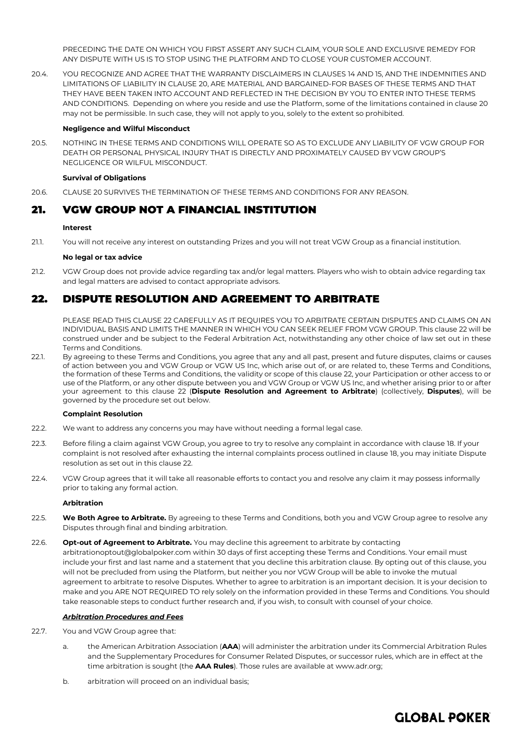PRECEDING THE DATE ON WHICH YOU FIRST ASSERT ANY SUCH CLAIM, YOUR SOLE AND EXCLUSIVE REMEDY FOR ANY DISPUTE WITH US IS TO STOP USING THE PLATFORM AND TO CLOSE YOUR CUSTOMER ACCOUNT.

20.4. YOU RECOGNIZE AND AGREE THAT THE WARRANTY DISCLAIMERS IN CLAUSES 14 AND 15, AND THE INDEMNITIES AND LIMITATIONS OF LIABILITY IN CLAUSE 20, ARE MATERIAL AND BARGAINED-FOR BASES OF THESE TERMS AND THAT THEY HAVE BEEN TAKEN INTO ACCOUNT AND REFLECTED IN THE DECISION BY YOU TO ENTER INTO THESE TERMS AND CONDITIONS. Depending on where you reside and use the Platform, some of the limitations contained in clause 20 may not be permissible. In such case, they will not apply to you, solely to the extent so prohibited.

**Negligence and Wilful Misconduct**

20.5. NOTHING IN THESE TERMS AND CONDITIONS WILL OPERATE SO AS TO EXCLUDE ANY LIABILITY OF VGW GROUP FOR DEATH OR PERSONAL PHYSICAL INJURY THAT IS DIRECTLY AND PROXIMATELY CAUSED BY VGW GROUP'S NEGLIGENCE OR WILFUL MISCONDUCT.

**Survival of Obligations**

20.6. CLAUSE 20 SURVIVES THE TERMINATION OF THESE TERMS AND CONDITIONS FOR ANY REASON.

## 21. VGW GROUP NOT A FINANCIAL INSTITUTION

**Interest**

21.1. You will not receive any interest on outstanding Prizes and you will not treat VGW Group as a financial institution.

**No legal or tax advice**

21.2. VGW Group does not provide advice regarding tax and/or legal matters. Players who wish to obtain advice regarding tax and legal matters are advised to contact appropriate advisors.

## 22. DISPUTE RESOLUTION AND AGREEMENT TO ARBITRATE

PLEASE READ THIS CLAUSE 22 CAREFULLY AS IT REQUIRES YOU TO ARBITRATE CERTAIN DISPUTES AND CLAIMS ON AN INDIVIDUAL BASIS AND LIMITS THE MANNER IN WHICH YOU CAN SEEK RELIEF FROM VGW GROUP. This clause 22 will be construed under and be subject to the Federal Arbitration Act, notwithstanding any other choice of law set out in these Terms and Conditions.

22.1. By agreeing to these Terms and Conditions, you agree that any and all past, present and future disputes, claims or causes of action between you and VGW Group or VGW US Inc, which arise out of, or are related to, these Terms and Conditions, the formation of these Terms and Conditions, the validity or scope of this clause 22, your Participation or other access to or use of the Platform, or any other dispute between you and VGW Group or VGW US Inc, and whether arising prior to or after your agreement to this clause 22 (**Dispute Resolution and Agreement to Arbitrate**) (collectively, **Disputes**), will be governed by the procedure set out below.

**Complaint Resolution**

22.2. We want to address any concerns you may have without needing a formal legal case.

22.3. Before filing a claim against VGW Group, you agree to try to resolve any complaint in accordance with clause 18. If your complaint is not resolved after exhausting the internal complaints process outlined in clause 18, you may initiate Dispute resolution as set out in this clause 22.

22.4. VGW Group agrees that it will take all reasonable efforts to contact you and resolve any claim it may possess informally prior to taking any formal action.

**Arbitration**

22.5. **We Both Agree to Arbitrate.** By agreeing to these Terms and Conditions, both you and VGW Group agree to resolve any Disputes through final and binding arbitration.

22.6. **Opt-out of Agreement to Arbitrate.** You may decline this agreement to arbitrate by contacting arbitrationoptout@globalpoker.com within 30 days of first accepting these Terms and Conditions. Your email must include your first and last name and a statement that you decline this arbitration clause. By opting out of this clause, you will not be precluded from using the Platform, but neither you nor VGW Group will be able to invoke the mutual agreement to arbitrate to resolve Disputes. Whether to agree to arbitration is an important decision. It is your decision to make and you ARE NOT REQUIRED TO rely solely on the information provided in these Terms and Conditions. You should take reasonable steps to conduct further research and, if you wish, to consult with counsel of your choice.

***Arbitration Procedures and Fees***

22.7. You and VGW Group agree that:

a. the American Arbitration Association (**AAA**) will administer the arbitration under its Commercial Arbitration Rules and the Supplementary Procedures for Consumer Related Disputes, or successor rules, which are in effect at the time arbitration is sought (the **AAA Rules**). Those rules are available at www.adr.org;

b. arbitration will proceed on an individual basis;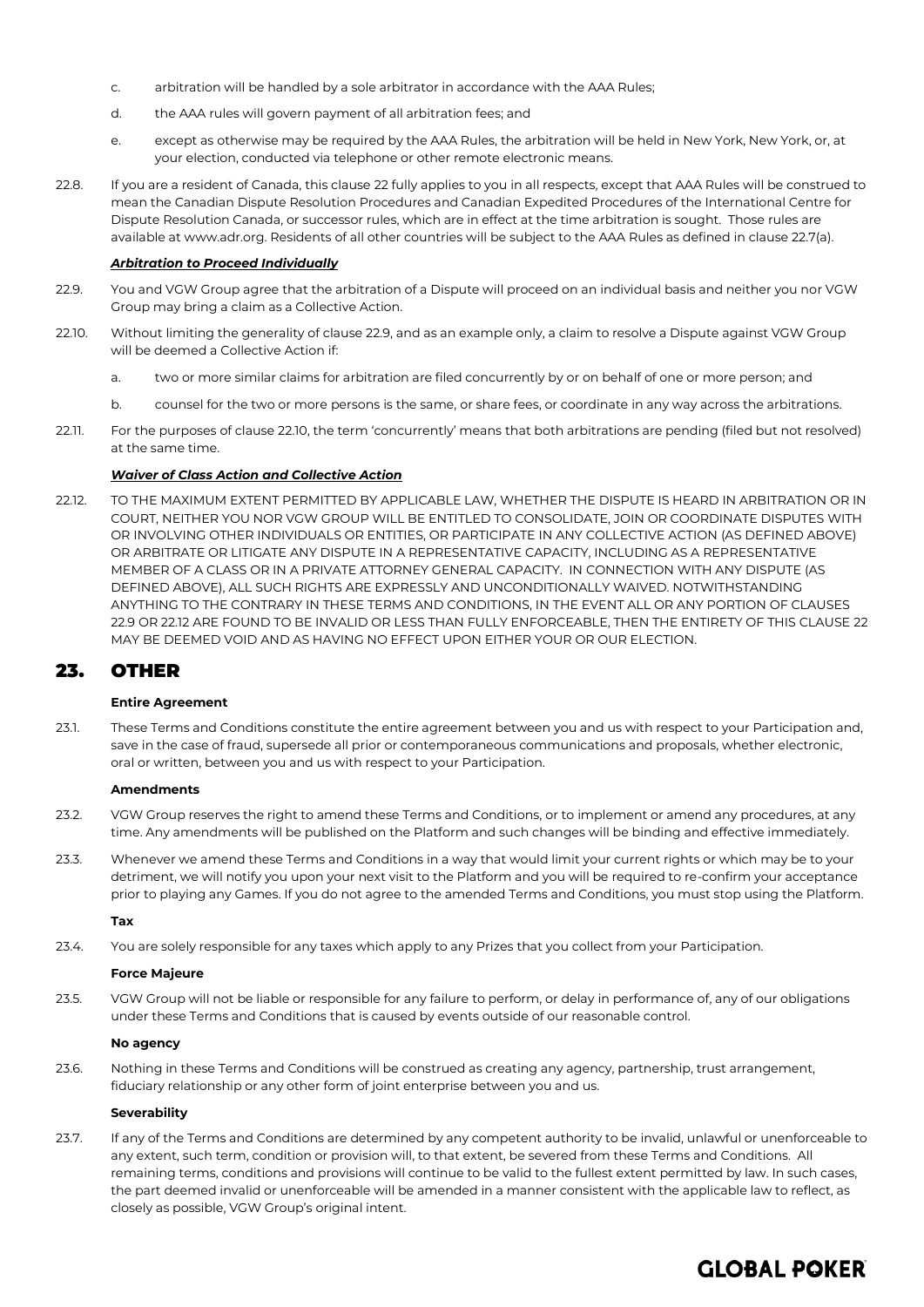c. arbitration will be handled by a sole arbitrator in accordance with the AAA Rules;

d. the AAA rules will govern payment of all arbitration fees; and

e. except as otherwise may be required by the AAA Rules, the arbitration will be held in New York, New York, or, at your election, conducted via telephone or other remote electronic means.

22.8. If you are a resident of Canada, this clause 22 fully applies to you in all respects, except that AAA Rules will be construed to mean the Canadian Dispute Resolution Procedures and Canadian Expedited Procedures of the International Centre for Dispute Resolution Canada, or successor rules, which are in effect at the time arbitration is sought. Those rules are available at www.adr.org. Residents of all other countries will be subject to the AAA Rules as defined in clause 22.7(a).

***Arbitration to Proceed Individually***

22.9. You and VGW Group agree that the arbitration of a Dispute will proceed on an individual basis and neither you nor VGW Group may bring a claim as a Collective Action.

22.10. Without limiting the generality of clause 22.9, and as an example only, a claim to resolve a Dispute against VGW Group will be deemed a Collective Action if:

a. two or more similar claims for arbitration are filed concurrently by or on behalf of one or more person; and

b. counsel for the two or more persons is the same, or share fees, or coordinate in any way across the arbitrations.

22.11. For the purposes of clause 22.10, the term 'concurrently' means that both arbitrations are pending (filed but not resolved) at the same time.

***Waiver of Class Action and Collective Action***

22.12. TO THE MAXIMUM EXTENT PERMITTED BY APPLICABLE LAW, WHETHER THE DISPUTE IS HEARD IN ARBITRATION OR IN COURT, NEITHER YOU NOR VGW GROUP WILL BE ENTITLED TO CONSOLIDATE, JOIN OR COORDINATE DISPUTES WITH OR INVOLVING OTHER INDIVIDUALS OR ENTITIES, OR PARTICIPATE IN ANY COLLECTIVE ACTION (AS DEFINED ABOVE) OR ARBITRATE OR LITIGATE ANY DISPUTE IN A REPRESENTATIVE CAPACITY, INCLUDING AS A REPRESENTATIVE MEMBER OF A CLASS OR IN A PRIVATE ATTORNEY GENERAL CAPACITY. IN CONNECTION WITH ANY DISPUTE (AS DEFINED ABOVE), ALL SUCH RIGHTS ARE EXPRESSLY AND UNCONDITIONALLY WAIVED. NOTWITHSTANDING ANYTHING TO THE CONTRARY IN THESE TERMS AND CONDITIONS, IN THE EVENT ALL OR ANY PORTION OF CLAUSES 22.9 OR 22.12 ARE FOUND TO BE INVALID OR LESS THAN FULLY ENFORCEABLE, THEN THE ENTIRETY OF THIS CLAUSE 22 MAY BE DEEMED VOID AND AS HAVING NO EFFECT UPON EITHER YOUR OR OUR ELECTION.

## 23. OTHER

**Entire Agreement**

23.1. These Terms and Conditions constitute the entire agreement between you and us with respect to your Participation and, save in the case of fraud, supersede all prior or contemporaneous communications and proposals, whether electronic, oral or written, between you and us with respect to your Participation.

**Amendments**

23.2. VGW Group reserves the right to amend these Terms and Conditions, or to implement or amend any procedures, at any time. Any amendments will be published on the Platform and such changes will be binding and effective immediately.

23.3. Whenever we amend these Terms and Conditions in a way that would limit your current rights or which may be to your detriment, we will notify you upon your next visit to the Platform and you will be required to re-confirm your acceptance prior to playing any Games. If you do not agree to the amended Terms and Conditions, you must stop using the Platform.

**Tax**

23.4. You are solely responsible for any taxes which apply to any Prizes that you collect from your Participation.

**Force Majeure**

23.5. VGW Group will not be liable or responsible for any failure to perform, or delay in performance of, any of our obligations under these Terms and Conditions that is caused by events outside of our reasonable control.

**No agency**

23.6. Nothing in these Terms and Conditions will be construed as creating any agency, partnership, trust arrangement, fiduciary relationship or any other form of joint enterprise between you and us.

**Severability**

23.7. If any of the Terms and Conditions are determined by any competent authority to be invalid, unlawful or unenforceable to any extent, such term, condition or provision will, to that extent, be severed from these Terms and Conditions. All remaining terms, conditions and provisions will continue to be valid to the fullest extent permitted by law. In such cases, the part deemed invalid or unenforceable will be amended in a manner consistent with the applicable law to reflect, as closely as possible, VGW Group's original intent.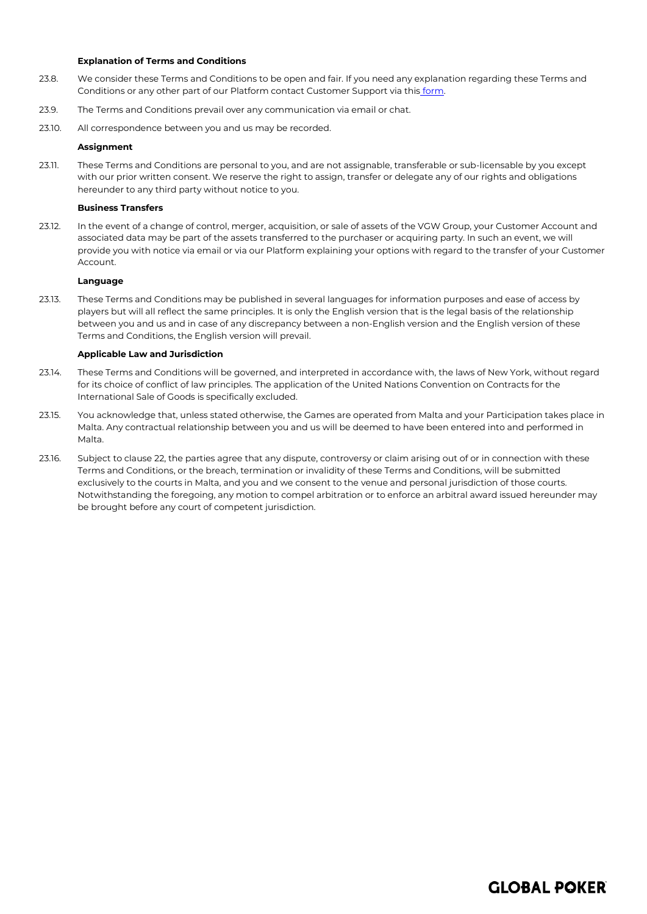**Explanation of Terms and Conditions**

23.8. We consider these Terms and Conditions to be open and fair. If you need any explanation regarding these Terms and Conditions or any other part of our Platform contact Customer Support via this form.

23.9. The Terms and Conditions prevail over any communication via email or chat.

23.10. All correspondence between you and us may be recorded.

**Assignment**

23.11. These Terms and Conditions are personal to you, and are not assignable, transferable or sub-licensable by you except with our prior written consent. We reserve the right to assign, transfer or delegate any of our rights and obligations hereunder to any third party without notice to you.

**Business Transfers**

23.12. In the event of a change of control, merger, acquisition, or sale of assets of the VGW Group, your Customer Account and associated data may be part of the assets transferred to the purchaser or acquiring party. In such an event, we will provide you with notice via email or via our Platform explaining your options with regard to the transfer of your Customer Account.

**Language**

23.13. These Terms and Conditions may be published in several languages for information purposes and ease of access by players but will all reflect the same principles. It is only the English version that is the legal basis of the relationship between you and us and in case of any discrepancy between a non-English version and the English version of these Terms and Conditions, the English version will prevail.

**Applicable Law and Jurisdiction**

23.14. These Terms and Conditions will be governed, and interpreted in accordance with, the laws of New York, without regard for its choice of conflict of law principles. The application of the United Nations Convention on Contracts for the International Sale of Goods is specifically excluded.

23.15. You acknowledge that, unless stated otherwise, the Games are operated from Malta and your Participation takes place in Malta. Any contractual relationship between you and us will be deemed to have been entered into and performed in Malta.

23.16. Subject to clause 22, the parties agree that any dispute, controversy or claim arising out of or in connection with these Terms and Conditions, or the breach, termination or invalidity of these Terms and Conditions, will be submitted exclusively to the courts in Malta, and you and we consent to the venue and personal jurisdiction of those courts. Notwithstanding the foregoing, any motion to compel arbitration or to enforce an arbitral award issued hereunder may be brought before any court of competent jurisdiction.